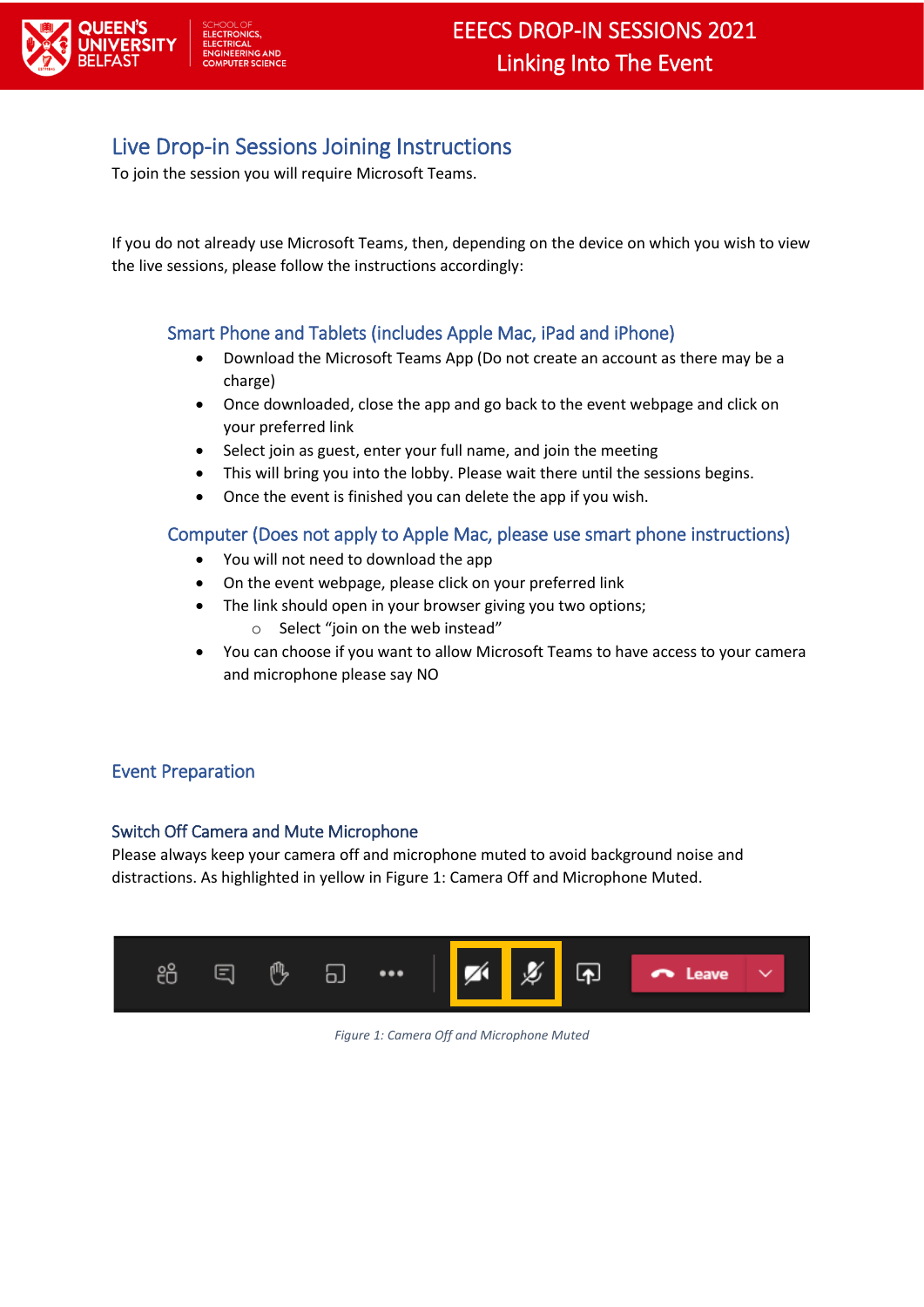# EEECS DROP-IN SESSIONS 2021
## Linking Into The Event

## Live Drop-in Sessions Joining Instructions

To join the session you will require Microsoft Teams.

If you do not already use Microsoft Teams, then, depending on the device on which you wish to view the live sessions, please follow the instructions accordingly:

### Smart Phone and Tablets (includes Apple Mac, iPad and iPhone)

- Download the Microsoft Teams App (Do not create an account as there may be a charge)
- Once downloaded, close the app and go back to the event webpage and click on your preferred link
- Select join as guest, enter your full name, and join the meeting
- This will bring you into the lobby. Please wait there until the sessions begins.
- Once the event is finished you can delete the app if you wish.

### Computer (Does not apply to Apple Mac, please use smart phone instructions)

- You will not need to download the app
- On the event webpage, please click on your preferred link
- The link should open in your browser giving you two options;
  - Select "join on the web instead"
- You can choose if you want to allow Microsoft Teams to have access to your camera and microphone please say NO

## Event Preparation

### Switch Off Camera and Mute Microphone

Please always keep your camera off and microphone muted to avoid background noise and distractions. As highlighted in yellow in Figure 1: Camera Off and Microphone Muted.

*Figure 1: Camera Off and Microphone Muted*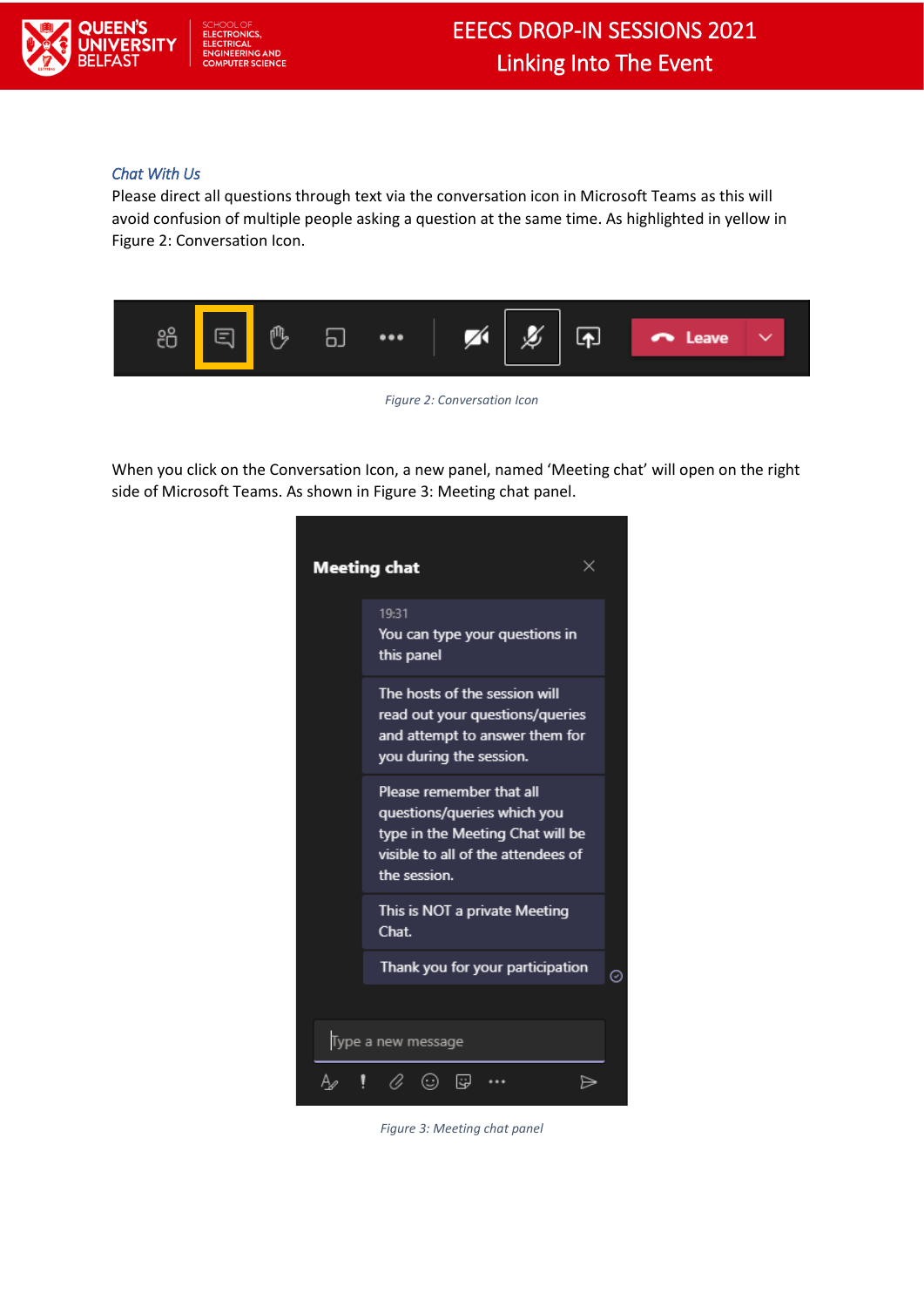### *Chat With Us*

Please direct all questions through text via the conversation icon in Microsoft Teams as this will avoid confusion of multiple people asking a question at the same time. As highlighted in yellow in Figure 2: Conversation Icon.

*Figure 2: Conversation Icon*

When you click on the Conversation Icon, a new panel, named 'Meeting chat' will open on the right side of Microsoft Teams. As shown in Figure 3: Meeting chat panel.

*Figure 3: Meeting chat panel*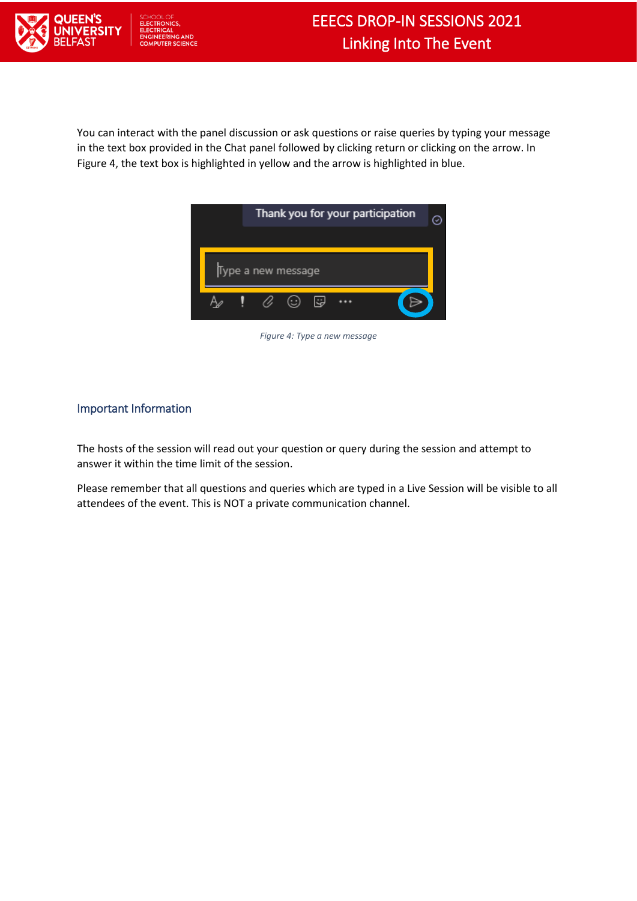You can interact with the panel discussion or ask questions or raise queries by typing your message in the text box provided in the Chat panel followed by clicking return or clicking on the arrow. In Figure 4, the text box is highlighted in yellow and the arrow is highlighted in blue.

*Figure 4: Type a new message*

## Important Information

The hosts of the session will read out your question or query during the session and attempt to answer it within the time limit of the session.

Please remember that all questions and queries which are typed in a Live Session will be visible to all attendees of the event. This is NOT a private communication channel.